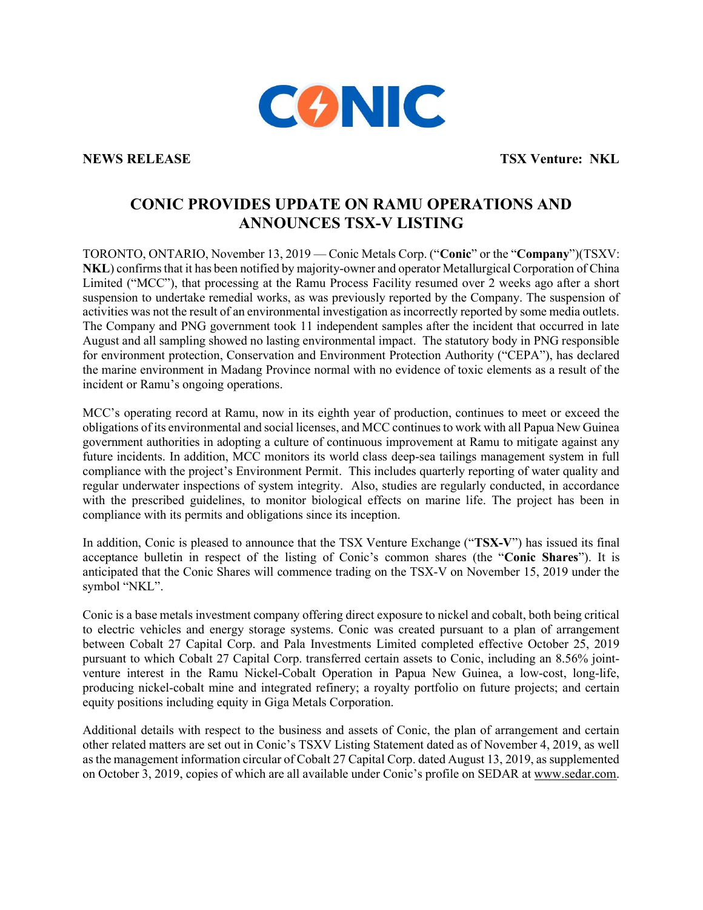**NEWS RELEASE** **TSX Venture: NKL**

# CONIC PROVIDES UPDATE ON RAMU OPERATIONS AND ANNOUNCES TSX-V LISTING

TORONTO, ONTARIO, November 13, 2019 — Conic Metals Corp. ("**Conic**" or the "**Company**")(TSXV: **NKL**) confirms that it has been notified by majority-owner and operator Metallurgical Corporation of China Limited ("MCC"), that processing at the Ramu Process Facility resumed over 2 weeks ago after a short suspension to undertake remedial works, as was previously reported by the Company. The suspension of activities was not the result of an environmental investigation as incorrectly reported by some media outlets. The Company and PNG government took 11 independent samples after the incident that occurred in late August and all sampling showed no lasting environmental impact. The statutory body in PNG responsible for environment protection, Conservation and Environment Protection Authority ("CEPA"), has declared the marine environment in Madang Province normal with no evidence of toxic elements as a result of the incident or Ramu's ongoing operations.

MCC's operating record at Ramu, now in its eighth year of production, continues to meet or exceed the obligations of its environmental and social licenses, and MCC continues to work with all Papua New Guinea government authorities in adopting a culture of continuous improvement at Ramu to mitigate against any future incidents. In addition, MCC monitors its world class deep-sea tailings management system in full compliance with the project's Environment Permit. This includes quarterly reporting of water quality and regular underwater inspections of system integrity. Also, studies are regularly conducted, in accordance with the prescribed guidelines, to monitor biological effects on marine life. The project has been in compliance with its permits and obligations since its inception.

In addition, Conic is pleased to announce that the TSX Venture Exchange ("**TSX-V**") has issued its final acceptance bulletin in respect of the listing of Conic's common shares (the "**Conic Shares**"). It is anticipated that the Conic Shares will commence trading on the TSX-V on November 15, 2019 under the symbol "NKL".

Conic is a base metals investment company offering direct exposure to nickel and cobalt, both being critical to electric vehicles and energy storage systems. Conic was created pursuant to a plan of arrangement between Cobalt 27 Capital Corp. and Pala Investments Limited completed effective October 25, 2019 pursuant to which Cobalt 27 Capital Corp. transferred certain assets to Conic, including an 8.56% joint-venture interest in the Ramu Nickel-Cobalt Operation in Papua New Guinea, a low-cost, long-life, producing nickel-cobalt mine and integrated refinery; a royalty portfolio on future projects; and certain equity positions including equity in Giga Metals Corporation.

Additional details with respect to the business and assets of Conic, the plan of arrangement and certain other related matters are set out in Conic's TSXV Listing Statement dated as of November 4, 2019, as well as the management information circular of Cobalt 27 Capital Corp. dated August 13, 2019, as supplemented on October 3, 2019, copies of which are all available under Conic's profile on SEDAR at www.sedar.com.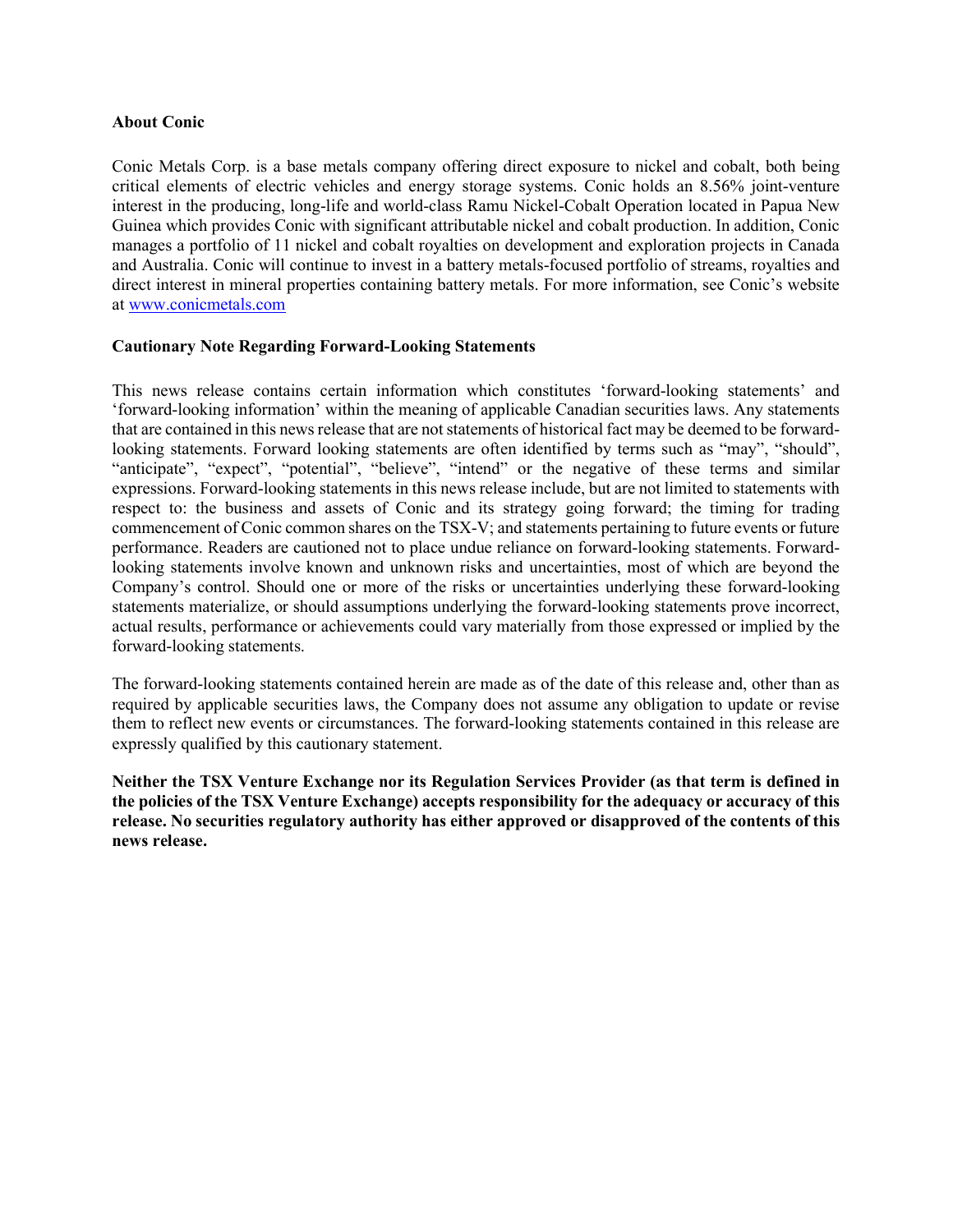**About Conic**

Conic Metals Corp. is a base metals company offering direct exposure to nickel and cobalt, both being critical elements of electric vehicles and energy storage systems. Conic holds an 8.56% joint-venture interest in the producing, long-life and world-class Ramu Nickel-Cobalt Operation located in Papua New Guinea which provides Conic with significant attributable nickel and cobalt production. In addition, Conic manages a portfolio of 11 nickel and cobalt royalties on development and exploration projects in Canada and Australia. Conic will continue to invest in a battery metals-focused portfolio of streams, royalties and direct interest in mineral properties containing battery metals. For more information, see Conic's website at www.conicmetals.com

**Cautionary Note Regarding Forward-Looking Statements**

This news release contains certain information which constitutes 'forward-looking statements' and 'forward-looking information' within the meaning of applicable Canadian securities laws. Any statements that are contained in this news release that are not statements of historical fact may be deemed to be forward-looking statements. Forward looking statements are often identified by terms such as "may", "should", "anticipate", "expect", "potential", "believe", "intend" or the negative of these terms and similar expressions. Forward-looking statements in this news release include, but are not limited to statements with respect to: the business and assets of Conic and its strategy going forward; the timing for trading commencement of Conic common shares on the TSX-V; and statements pertaining to future events or future performance. Readers are cautioned not to place undue reliance on forward-looking statements. Forward-looking statements involve known and unknown risks and uncertainties, most of which are beyond the Company's control. Should one or more of the risks or uncertainties underlying these forward-looking statements materialize, or should assumptions underlying the forward-looking statements prove incorrect, actual results, performance or achievements could vary materially from those expressed or implied by the forward-looking statements.

The forward-looking statements contained herein are made as of the date of this release and, other than as required by applicable securities laws, the Company does not assume any obligation to update or revise them to reflect new events or circumstances. The forward-looking statements contained in this release are expressly qualified by this cautionary statement.

**Neither the TSX Venture Exchange nor its Regulation Services Provider (as that term is defined in the policies of the TSX Venture Exchange) accepts responsibility for the adequacy or accuracy of this release. No securities regulatory authority has either approved or disapproved of the contents of this news release.**